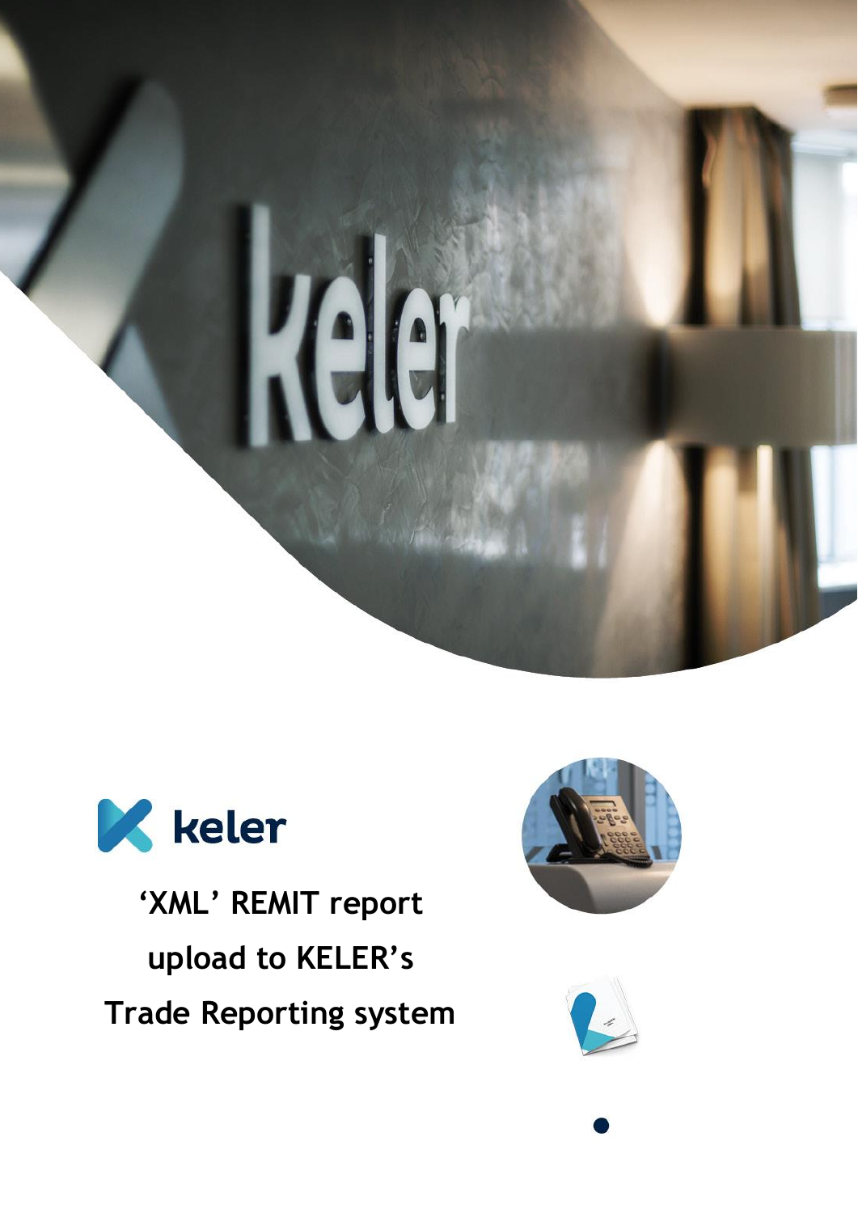# ‘XML’ REMIT report upload to KELER’s Trade Reporting system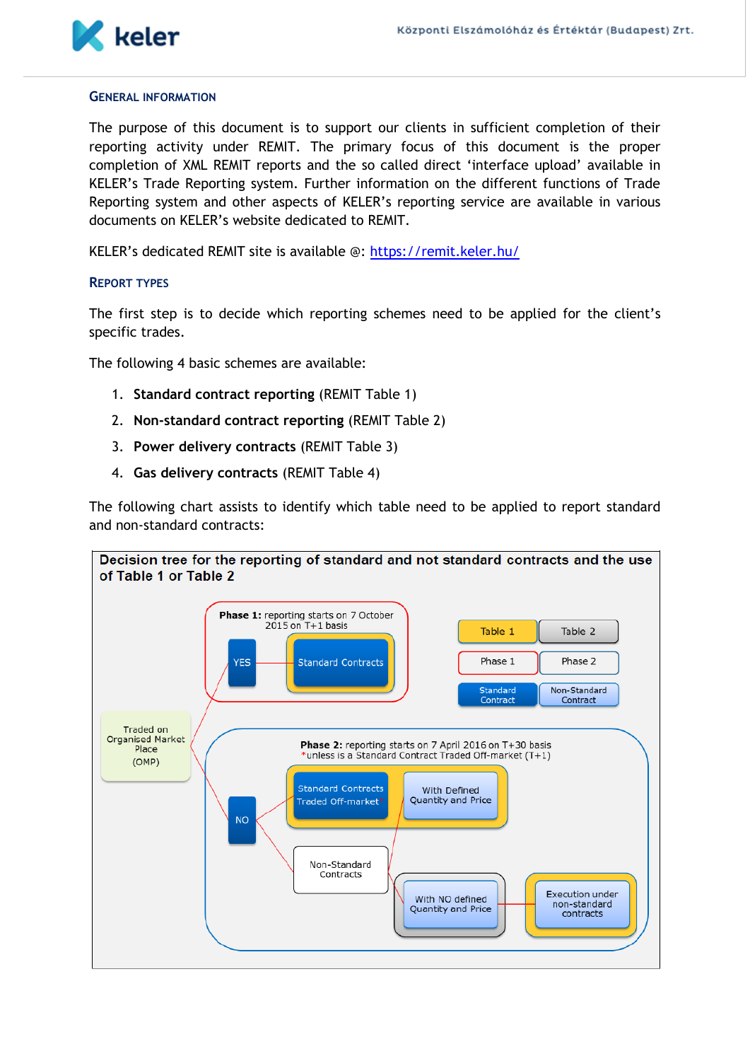## General Information

The purpose of this document is to support our clients in sufficient completion of their reporting activity under REMIT. The primary focus of this document is the proper completion of XML REMIT reports and the so called direct 'interface upload' available in KELER's Trade Reporting system. Further information on the different functions of Trade Reporting system and other aspects of KELER's reporting service are available in various documents on KELER's website dedicated to REMIT.

KELER's dedicated REMIT site is available @: https://remit.keler.hu/

## Report Types

The first step is to decide which reporting schemes need to be applied for the client's specific trades.

The following 4 basic schemes are available:

1. **Standard contract reporting** (REMIT Table 1)
2. **Non-standard contract reporting** (REMIT Table 2)
3. **Power delivery contracts** (REMIT Table 3)
4. **Gas delivery contracts** (REMIT Table 4)

The following chart assists to identify which table need to be applied to report standard and non-standard contracts:

**Decision tree for the reporting of standard and not standard contracts and the use of Table 1 or Table 2**

Traded on Organised Market Place (OMP)

- YES → **Phase 1:** reporting starts on 7 October 2015 on T+1 basis — Standard Contracts
- NO → **Phase 2:** reporting starts on 7 April 2016 on T+30 basis (*unless is a Standard Contract Traded Off-market (T+1))
  - Standard Contracts Traded Off-market* — With Defined Quantity and Price
  - Non-Standard Contracts — With NO defined Quantity and Price — Execution under non-standard contracts

Legend:

| Table 1 | Table 2 |
|---|---|
| Phase 1 | Phase 2 |
| Standard Contract | Non-Standard Contract |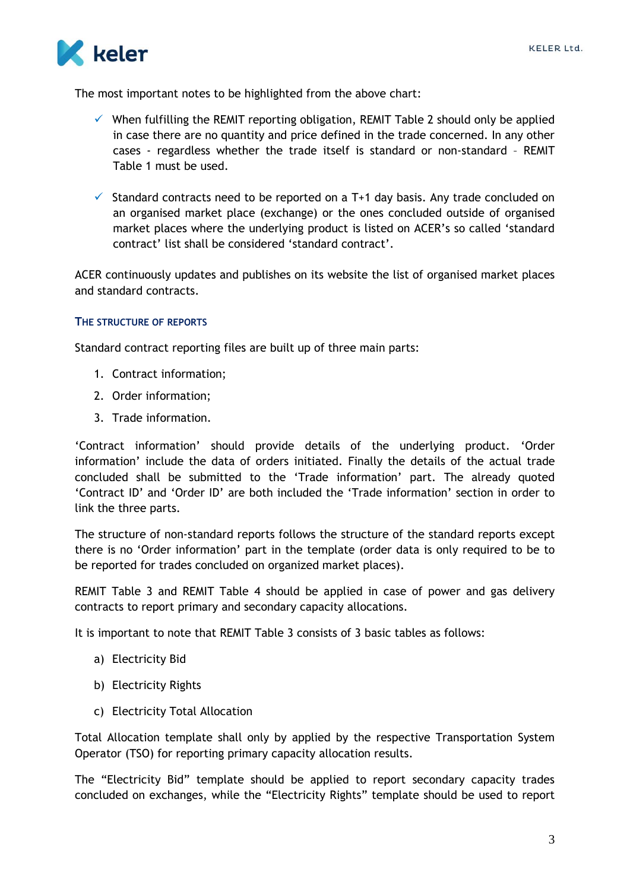The most important notes to be highlighted from the above chart:

- ✓ When fulfilling the REMIT reporting obligation, REMIT Table 2 should only be applied in case there are no quantity and price defined in the trade concerned. In any other cases - regardless whether the trade itself is standard or non-standard – REMIT Table 1 must be used.

- ✓ Standard contracts need to be reported on a T+1 day basis. Any trade concluded on an organised market place (exchange) or the ones concluded outside of organised market places where the underlying product is listed on ACER's so called 'standard contract' list shall be considered 'standard contract'.

ACER continuously updates and publishes on its website the list of organised market places and standard contracts.

### The structure of reports

Standard contract reporting files are built up of three main parts:

1. Contract information;
2. Order information;
3. Trade information.

'Contract information' should provide details of the underlying product. 'Order information' include the data of orders initiated. Finally the details of the actual trade concluded shall be submitted to the 'Trade information' part. The already quoted 'Contract ID' and 'Order ID' are both included the 'Trade information' section in order to link the three parts.

The structure of non-standard reports follows the structure of the standard reports except there is no 'Order information' part in the template (order data is only required to be to be reported for trades concluded on organized market places).

REMIT Table 3 and REMIT Table 4 should be applied in case of power and gas delivery contracts to report primary and secondary capacity allocations.

It is important to note that REMIT Table 3 consists of 3 basic tables as follows:

a) Electricity Bid
b) Electricity Rights
c) Electricity Total Allocation

Total Allocation template shall only by applied by the respective Transportation System Operator (TSO) for reporting primary capacity allocation results.

The "Electricity Bid" template should be applied to report secondary capacity trades concluded on exchanges, while the "Electricity Rights" template should be used to report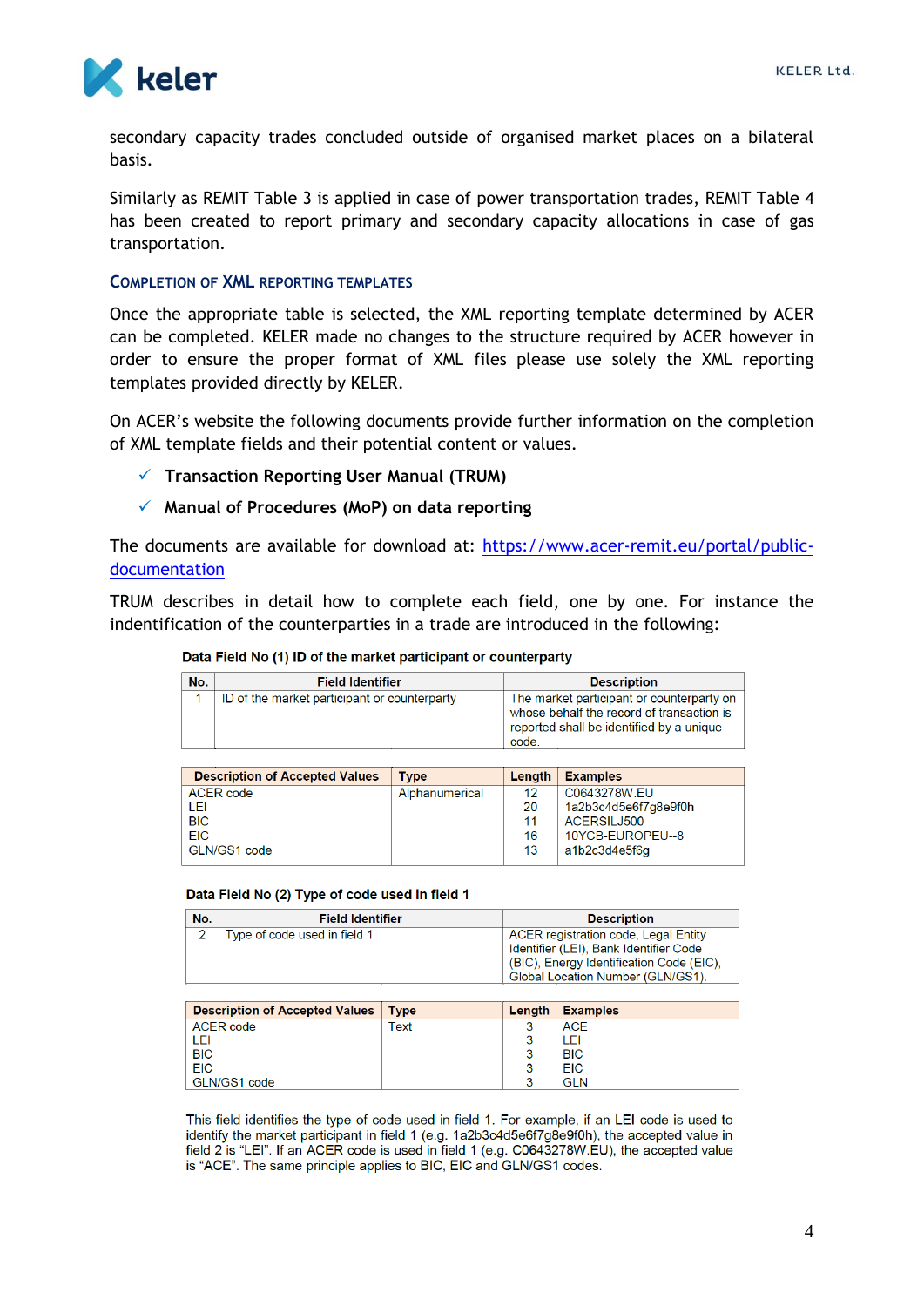secondary capacity trades concluded outside of organised market places on a bilateral basis.

Similarly as REMIT Table 3 is applied in case of power transportation trades, REMIT Table 4 has been created to report primary and secondary capacity allocations in case of gas transportation.

### Completion of XML reporting templates

Once the appropriate table is selected, the XML reporting template determined by ACER can be completed. KELER made no changes to the structure required by ACER however in order to ensure the proper format of XML files please use solely the XML reporting templates provided directly by KELER.

On ACER's website the following documents provide further information on the completion of XML template fields and their potential content or values.

- ✓ **Transaction Reporting User Manual (TRUM)**
- ✓ **Manual of Procedures (MoP) on data reporting**

The documents are available for download at: [https://www.acer-remit.eu/portal/public-documentation](https://www.acer-remit.eu/portal/public-documentation)

TRUM describes in detail how to complete each field, one by one. For instance the indentification of the counterparties in a trade are introduced in the following:

**Data Field No (1) ID of the market participant or counterparty**

| No. | Field Identifier | Description |
|---|---|---|
| 1 | ID of the market participant or counterparty | The market participant or counterparty on whose behalf the record of transaction is reported shall be identified by a unique code. |

| Description of Accepted Values | Type | Length | Examples |
|---|---|---|---|
| ACER code | Alphanumerical | 12 | C0643278W.EU |
| LEI | | 20 | 1a2b3c4d5e6f7g8e9f0h |
| BIC | | 11 | ACERSILJ500 |
| EIC | | 16 | 10YCB-EUROPEU--8 |
| GLN/GS1 code | | 13 | a1b2c3d4e5f6g |

**Data Field No (2) Type of code used in field 1**

| No. | Field Identifier | Description |
|---|---|---|
| 2 | Type of code used in field 1 | ACER registration code, Legal Entity Identifier (LEI), Bank Identifier Code (BIC), Energy Identification Code (EIC), Global Location Number (GLN/GS1). |

| Description of Accepted Values | Type | Length | Examples |
|---|---|---|---|
| ACER code | Text | 3 | ACE |
| LEI | | 3 | LEI |
| BIC | | 3 | BIC |
| EIC | | 3 | EIC |
| GLN/GS1 code | | 3 | GLN |

This field identifies the type of code used in field 1. For example, if an LEI code is used to identify the market participant in field 1 (e.g. 1a2b3c4d5e6f7g8e9f0h), the accepted value in field 2 is "LEI". If an ACER code is used in field 1 (e.g. C0643278W.EU), the accepted value is "ACE". The same principle applies to BIC, EIC and GLN/GS1 codes.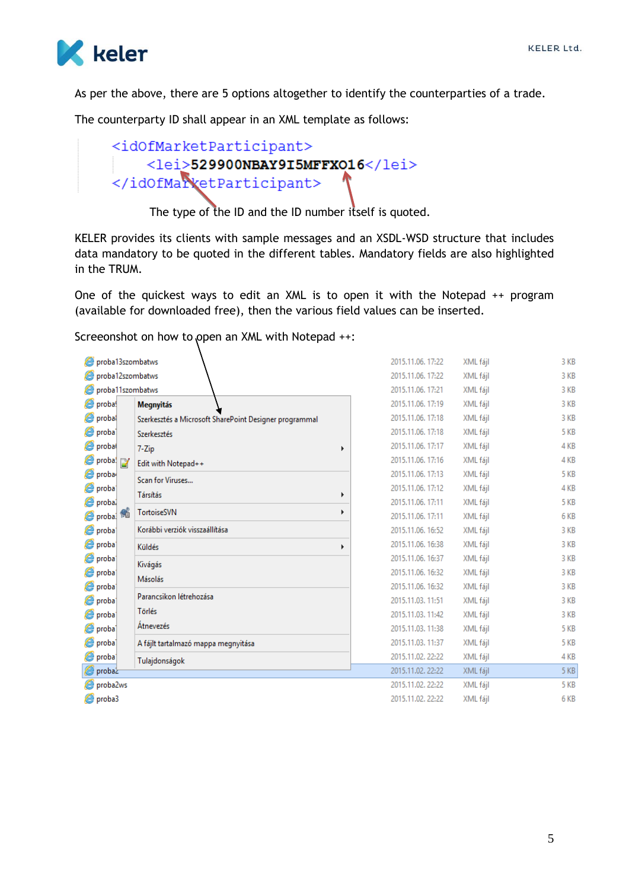As per the above, there are 5 options altogether to identify the counterparties of a trade.

The counterparty ID shall appear in an XML template as follows:

```
<idOfMarketParticipant>
    <lei>529900NBAY9I5MFFXO16</lei>
</idOfMarketParticipant>
```

The type of the ID and the ID number itself is quoted.

KELER provides its clients with sample messages and an XSDL-WSD structure that includes data mandatory to be quoted in the different tables. Mandatory fields are also highlighted in the TRUM.

One of the quickest ways to edit an XML is to open it with the Notepad ++ program (available for downloaded free), then the various field values can be inserted.

Screeonshot on how to open an XML with Notepad ++: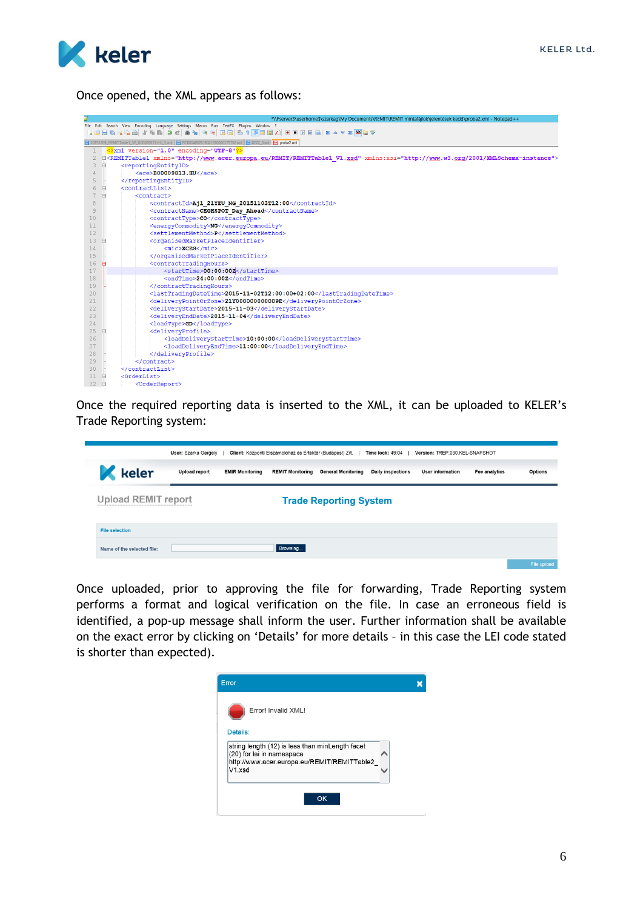Once opened, the XML appears as follows:

```
<?xml version="1.0" encoding="UTF-8"?>
<REMITTable1 xmlns="http://www.acer.europa.eu/REMIT/REMITTable1_V1.xsd" xmlns:xsi="http://www.w3.org/2001/XMLSchema-instance">
    <reportingEntityID>
        <ace>B00009813.HU</ace>
    </reportingEntityID>
    <contractList>
        <contract>
            <contractId>Aj1_21YEU_NG_20151103T12:00</contractId>
            <contractName>CEGHSPOT_Day_Ahead</contractName>
            <contractType>CO</contractType>
            <energyCommodity>NG</energyCommodity>
            <settlementMethod>P</settlementMethod>
            <organisedMarketPlaceIdentifier>
                <mic>XCEG</mic>
            </organisedMarketPlaceIdentifier>
            <contractTradingHours>
                <startTime>00:00:00Z</startTime>
                <endTime>24:00:00Z</endTime>
            </contractTradingHours>
            <lastTradingDateTime>2015-11-02T12:00:00+02:00</lastTradingDateTime>
            <deliveryPointOrZone>21Y000000000009E</deliveryPointOrZone>
            <deliveryStartDate>2015-11-03</deliveryStartDate>
            <deliveryEndDate>2015-11-04</deliveryEndDate>
            <loadType>GD</loadType>
            <deliveryProfile>
                <loadDeliveryStartTime>10:00:00</loadDeliveryStartTime>
                <loadDeliveryEndTime>11:00:00</loadDeliveryEndTime>
            </deliveryProfile>
        </contract>
    </contractList>
    <OrderList>
        <OrderReport>
```

Once the required reporting data is inserted to the XML, it can be uploaded to KELER's Trade Reporting system:

Once uploaded, prior to approving the file for forwarding, Trade Reporting system performs a format and logical verification on the file. In case an erroneous field is identified, a pop-up message shall inform the user. Further information shall be available on the exact error by clicking on 'Details' for more details – in this case the LEI code stated is shorter than expected).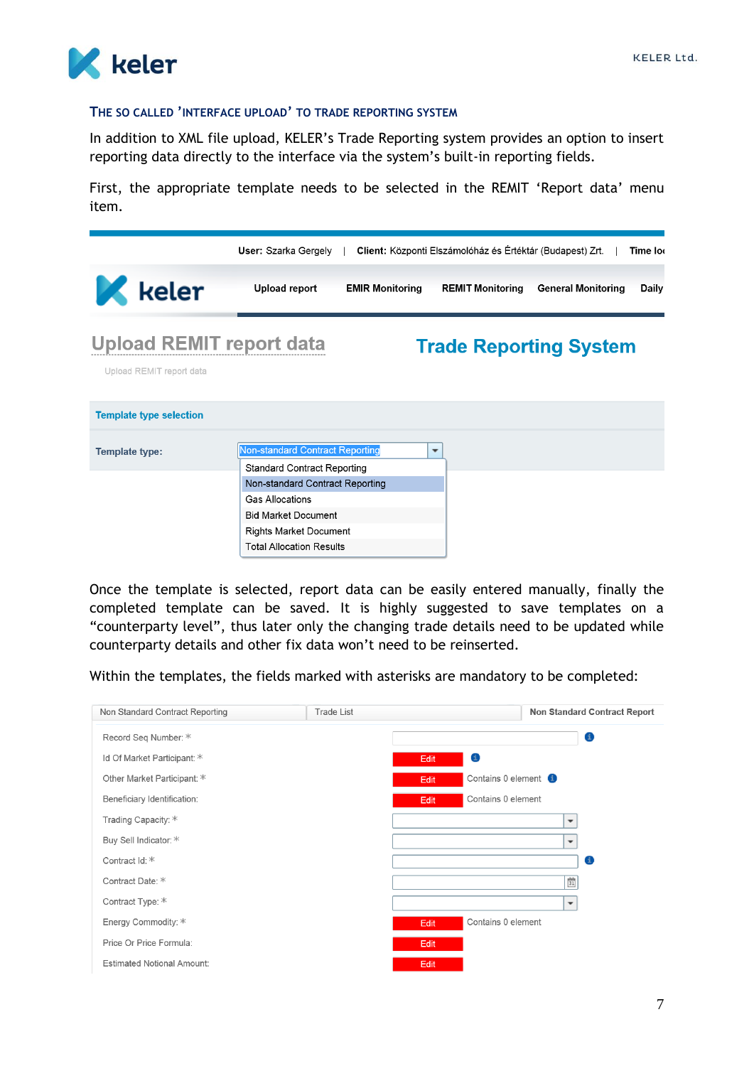### THE SO CALLED 'INTERFACE UPLOAD' TO TRADE REPORTING SYSTEM

In addition to XML file upload, KELER's Trade Reporting system provides an option to insert reporting data directly to the interface via the system's built-in reporting fields.

First, the appropriate template needs to be selected in the REMIT 'Report data' menu item.

Once the template is selected, report data can be easily entered manually, finally the completed template can be saved. It is highly suggested to save templates on a "counterparty level", thus later only the changing trade details need to be updated while counterparty details and other fix data won't need to be reinserted.

Within the templates, the fields marked with asterisks are mandatory to be completed: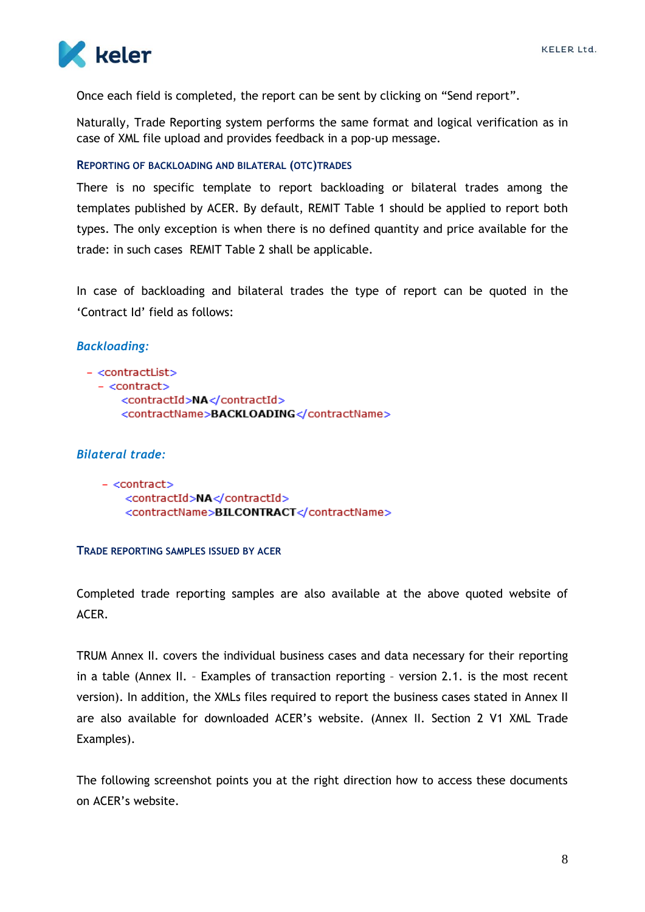Once each field is completed, the report can be sent by clicking on "Send report".

Naturally, Trade Reporting system performs the same format and logical verification as in case of XML file upload and provides feedback in a pop-up message.

### Reporting of backloading and bilateral (OTC)trades

There is no specific template to report backloading or bilateral trades among the templates published by ACER. By default, REMIT Table 1 should be applied to report both types. The only exception is when there is no defined quantity and price available for the trade: in such cases REMIT Table 2 shall be applicable.

In case of backloading and bilateral trades the type of report can be quoted in the 'Contract Id' field as follows:

***Backloading:***

```
- <contractList>
  - <contract>
      <contractId>NA</contractId>
      <contractName>BACKLOADING</contractName>
```

***Bilateral trade:***

```
  - <contract>
      <contractId>NA</contractId>
      <contractName>BILCONTRACT</contractName>
```

### Trade reporting samples issued by ACER

Completed trade reporting samples are also available at the above quoted website of ACER.

TRUM Annex II. covers the individual business cases and data necessary for their reporting in a table (Annex II. – Examples of transaction reporting – version 2.1. is the most recent version). In addition, the XMLs files required to report the business cases stated in Annex II are also available for downloaded ACER's website. (Annex II. Section 2 V1 XML Trade Examples).

The following screenshot points you at the right direction how to access these documents on ACER's website.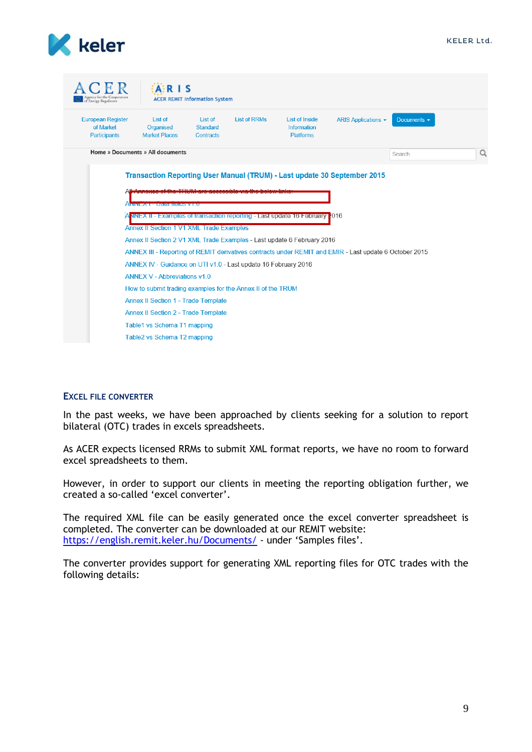ACER ARIS ACER REMIT Information System

European Register of Market Participants | List of Organised Market Places | List of Standard Contracts | List of RRMs | List of Inside Information Platforms | ARIS Applications | Documents

Home » Documents » All documents

**Transaction Reporting User Manual (TRUM) - Last update 30 September 2015**

All Annexes of the TRUM are accessible via the below links:

ANNEX I - Data fields v1.0

ANNEX II - Examples of transaction reporting - Last update 16 February 2016

Annex II Section 1 V1 XML Trade Examples

Annex II Section 2 V1 XML Trade Examples - Last update 6 February 2016

ANNEX III - Reporting of REMIT derivatives contracts under REMIT and EMIR - Last update 6 October 2015

ANNEX IV - Guidance on UTI v1.0 - Last update 16 February 2016

ANNEX V - Abbreviations v1.0

How to submit trading examples for the Annex II of the TRUM

Annex II Section 1 - Trade Template

Annex II Section 2 - Trade Template

Table1 vs Schema T1 mapping

Table2 vs Schema T2 mapping

## Excel file converter

In the past weeks, we have been approached by clients seeking for a solution to report bilateral (OTC) trades in excels spreadsheets.

As ACER expects licensed RRMs to submit XML format reports, we have no room to forward excel spreadsheets to them.

However, in order to support our clients in meeting the reporting obligation further, we created a so-called 'excel converter'.

The required XML file can be easily generated once the excel converter spreadsheet is completed. The converter can be downloaded at our REMIT website: https://english.remit.keler.hu/Documents/ - under 'Samples files'.

The converter provides support for generating XML reporting files for OTC trades with the following details: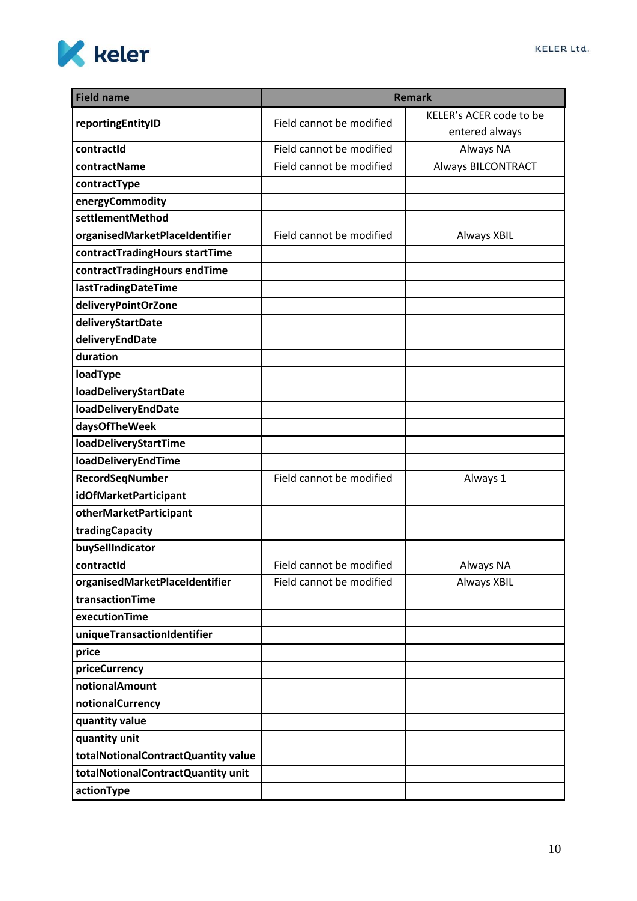| Field name | Remark | |
|---|---|---|
| reportingEntityID | Field cannot be modified | KELER's ACER code to be entered always |
| contractId | Field cannot be modified | Always NA |
| contractName | Field cannot be modified | Always BILCONTRACT |
| contractType | | |
| energyCommodity | | |
| settlementMethod | | |
| organisedMarketPlaceIdentifier | Field cannot be modified | Always XBIL |
| contractTradingHours startTime | | |
| contractTradingHours endTime | | |
| lastTradingDateTime | | |
| deliveryPointOrZone | | |
| deliveryStartDate | | |
| deliveryEndDate | | |
| duration | | |
| loadType | | |
| loadDeliveryStartDate | | |
| loadDeliveryEndDate | | |
| daysOfTheWeek | | |
| loadDeliveryStartTime | | |
| loadDeliveryEndTime | | |
| RecordSeqNumber | Field cannot be modified | Always 1 |
| idOfMarketParticipant | | |
| otherMarketParticipant | | |
| tradingCapacity | | |
| buySellIndicator | | |
| contractId | Field cannot be modified | Always NA |
| organisedMarketPlaceIdentifier | Field cannot be modified | Always XBIL |
| transactionTime | | |
| executionTime | | |
| uniqueTransactionIdentifier | | |
| price | | |
| priceCurrency | | |
| notionalAmount | | |
| notionalCurrency | | |
| quantity value | | |
| quantity unit | | |
| totalNotionalContractQuantity value | | |
| totalNotionalContractQuantity unit | | |
| actionType | | |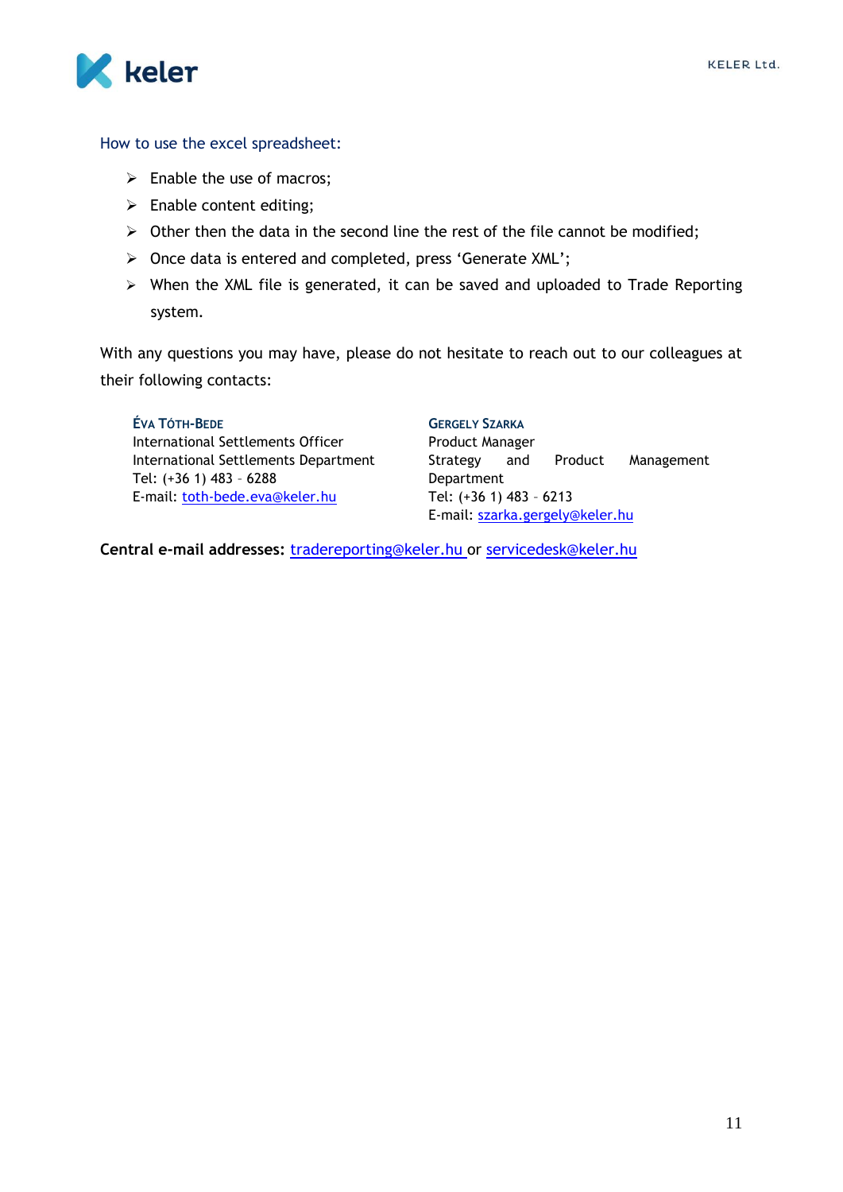How to use the excel spreadsheet:

- Enable the use of macros;
- Enable content editing;
- Other then the data in the second line the rest of the file cannot be modified;
- Once data is entered and completed, press 'Generate XML';
- When the XML file is generated, it can be saved and uploaded to Trade Reporting system.

With any questions you may have, please do not hesitate to reach out to our colleagues at their following contacts:

**Éva Tóth-Bede**
International Settlements Officer
International Settlements Department
Tel: (+36 1) 483 – 6288
E-mail: toth-bede.eva@keler.hu

**Gergely Szarka**
Product Manager
Strategy and Product Management Department
Tel: (+36 1) 483 – 6213
E-mail: szarka.gergely@keler.hu

**Central e-mail addresses:** tradereporting@keler.hu or servicedesk@keler.hu